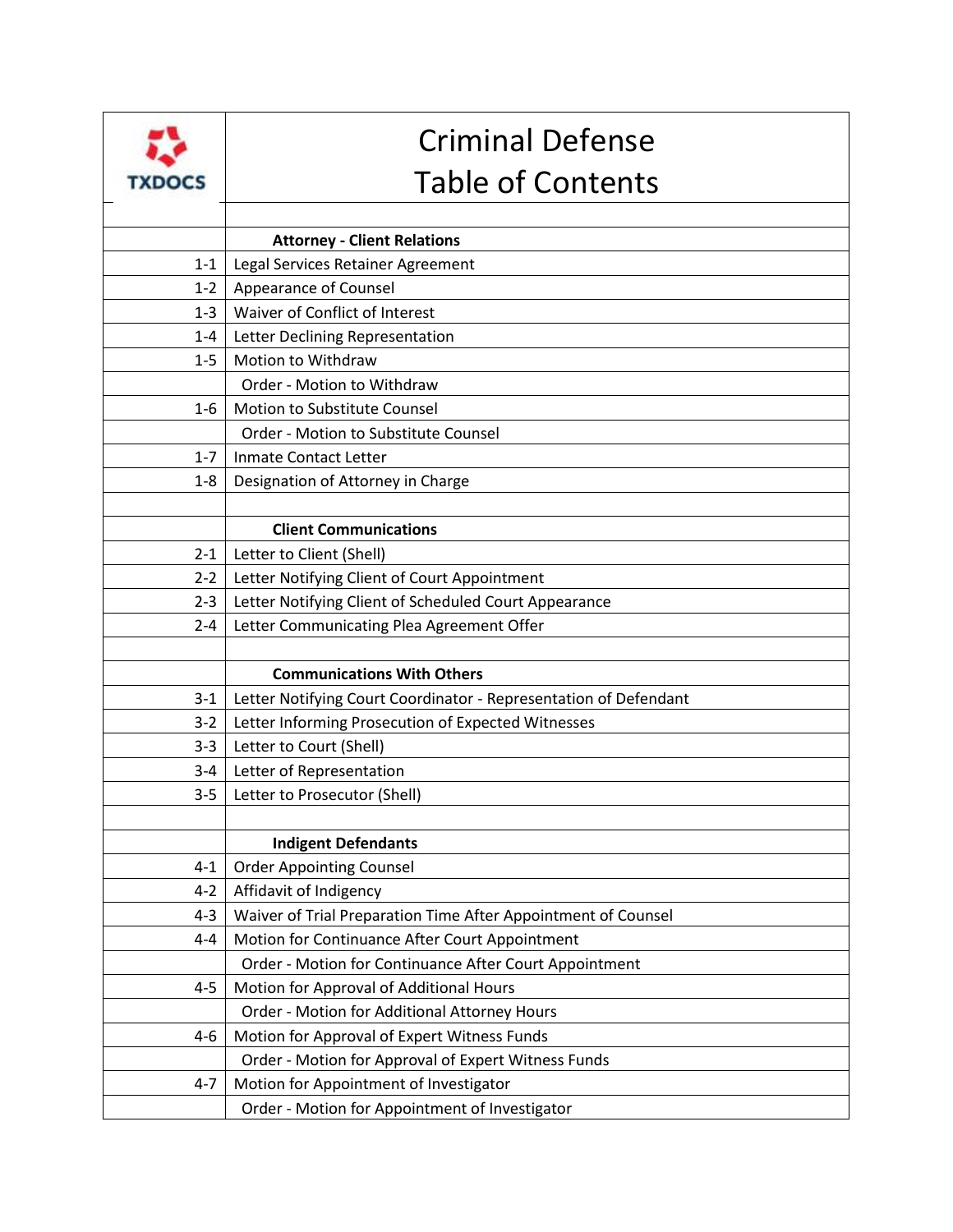# Criminal Defense Table of Contents

TXDOCS

| | |
|---|---|
| | **Attorney - Client Relations** |
| 1-1 | Legal Services Retainer Agreement |
| 1-2 | Appearance of Counsel |
| 1-3 | Waiver of Conflict of Interest |
| 1-4 | Letter Declining Representation |
| 1-5 | Motion to Withdraw |
| | Order - Motion to Withdraw |
| 1-6 | Motion to Substitute Counsel |
| | Order - Motion to Substitute Counsel |
| 1-7 | Inmate Contact Letter |
| 1-8 | Designation of Attorney in Charge |
| | |
| | **Client Communications** |
| 2-1 | Letter to Client (Shell) |
| 2-2 | Letter Notifying Client of Court Appointment |
| 2-3 | Letter Notifying Client of Scheduled Court Appearance |
| 2-4 | Letter Communicating Plea Agreement Offer |
| | |
| | **Communications With Others** |
| 3-1 | Letter Notifying Court Coordinator - Representation of Defendant |
| 3-2 | Letter Informing Prosecution of Expected Witnesses |
| 3-3 | Letter to Court (Shell) |
| 3-4 | Letter of Representation |
| 3-5 | Letter to Prosecutor (Shell) |
| | |
| | **Indigent Defendants** |
| 4-1 | Order Appointing Counsel |
| 4-2 | Affidavit of Indigency |
| 4-3 | Waiver of Trial Preparation Time After Appointment of Counsel |
| 4-4 | Motion for Continuance After Court Appointment |
| | Order - Motion for Continuance After Court Appointment |
| 4-5 | Motion for Approval of Additional Hours |
| | Order - Motion for Additional Attorney Hours |
| 4-6 | Motion for Approval of Expert Witness Funds |
| | Order - Motion for Approval of Expert Witness Funds |
| 4-7 | Motion for Appointment of Investigator |
| | Order - Motion for Appointment of Investigator |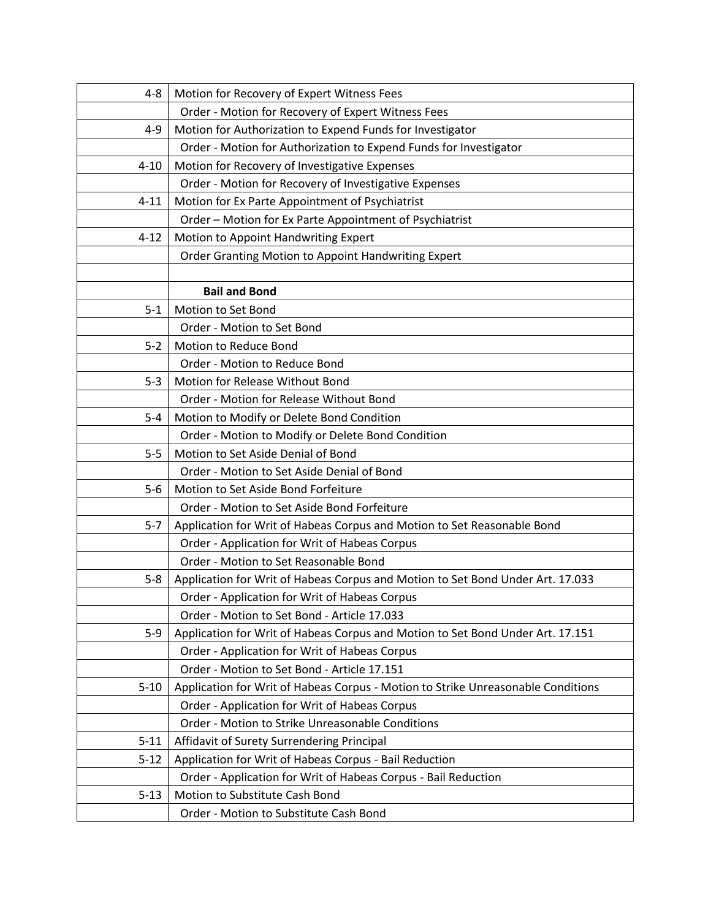| | |
|---|---|
| 4-8 | Motion for Recovery of Expert Witness Fees |
| | Order - Motion for Recovery of Expert Witness Fees |
| 4-9 | Motion for Authorization to Expend Funds for Investigator |
| | Order - Motion for Authorization to Expend Funds for Investigator |
| 4-10 | Motion for Recovery of Investigative Expenses |
| | Order - Motion for Recovery of Investigative Expenses |
| 4-11 | Motion for Ex Parte Appointment of Psychiatrist |
| | Order – Motion for Ex Parte Appointment of Psychiatrist |
| 4-12 | Motion to Appoint Handwriting Expert |
| | Order Granting Motion to Appoint Handwriting Expert |
| | |
| | **Bail and Bond** |
| 5-1 | Motion to Set Bond |
| | Order - Motion to Set Bond |
| 5-2 | Motion to Reduce Bond |
| | Order - Motion to Reduce Bond |
| 5-3 | Motion for Release Without Bond |
| | Order - Motion for Release Without Bond |
| 5-4 | Motion to Modify or Delete Bond Condition |
| | Order - Motion to Modify or Delete Bond Condition |
| 5-5 | Motion to Set Aside Denial of Bond |
| | Order - Motion to Set Aside Denial of Bond |
| 5-6 | Motion to Set Aside Bond Forfeiture |
| | Order - Motion to Set Aside Bond Forfeiture |
| 5-7 | Application for Writ of Habeas Corpus and Motion to Set Reasonable Bond |
| | Order - Application for Writ of Habeas Corpus |
| | Order - Motion to Set Reasonable Bond |
| 5-8 | Application for Writ of Habeas Corpus and Motion to Set Bond Under Art. 17.033 |
| | Order - Application for Writ of Habeas Corpus |
| | Order - Motion to Set Bond - Article 17.033 |
| 5-9 | Application for Writ of Habeas Corpus and Motion to Set Bond Under Art. 17.151 |
| | Order - Application for Writ of Habeas Corpus |
| | Order - Motion to Set Bond - Article 17.151 |
| 5-10 | Application for Writ of Habeas Corpus - Motion to Strike Unreasonable Conditions |
| | Order - Application for Writ of Habeas Corpus |
| | Order - Motion to Strike Unreasonable Conditions |
| 5-11 | Affidavit of Surety Surrendering Principal |
| 5-12 | Application for Writ of Habeas Corpus - Bail Reduction |
| | Order - Application for Writ of Habeas Corpus - Bail Reduction |
| 5-13 | Motion to Substitute Cash Bond |
| | Order - Motion to Substitute Cash Bond |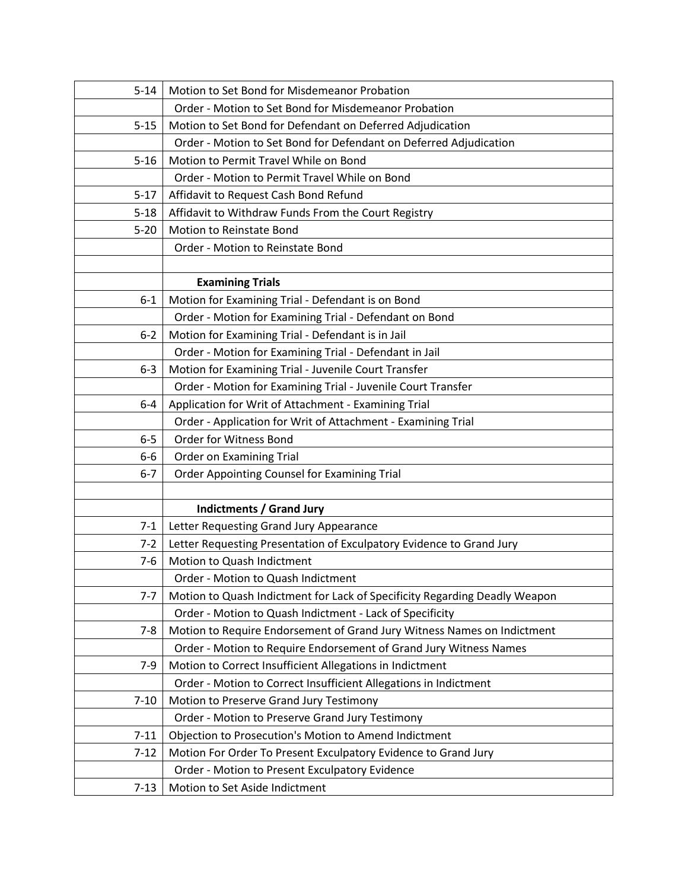| | |
|---|---|
| 5-14 | Motion to Set Bond for Misdemeanor Probation |
| | Order - Motion to Set Bond for Misdemeanor Probation |
| 5-15 | Motion to Set Bond for Defendant on Deferred Adjudication |
| | Order - Motion to Set Bond for Defendant on Deferred Adjudication |
| 5-16 | Motion to Permit Travel While on Bond |
| | Order - Motion to Permit Travel While on Bond |
| 5-17 | Affidavit to Request Cash Bond Refund |
| 5-18 | Affidavit to Withdraw Funds From the Court Registry |
| 5-20 | Motion to Reinstate Bond |
| | Order - Motion to Reinstate Bond |
| | |
| | **Examining Trials** |
| 6-1 | Motion for Examining Trial - Defendant is on Bond |
| | Order - Motion for Examining Trial - Defendant on Bond |
| 6-2 | Motion for Examining Trial - Defendant is in Jail |
| | Order - Motion for Examining Trial - Defendant in Jail |
| 6-3 | Motion for Examining Trial - Juvenile Court Transfer |
| | Order - Motion for Examining Trial - Juvenile Court Transfer |
| 6-4 | Application for Writ of Attachment - Examining Trial |
| | Order - Application for Writ of Attachment - Examining Trial |
| 6-5 | Order for Witness Bond |
| 6-6 | Order on Examining Trial |
| 6-7 | Order Appointing Counsel for Examining Trial |
| | |
| | **Indictments / Grand Jury** |
| 7-1 | Letter Requesting Grand Jury Appearance |
| 7-2 | Letter Requesting Presentation of Exculpatory Evidence to Grand Jury |
| 7-6 | Motion to Quash Indictment |
| | Order - Motion to Quash Indictment |
| 7-7 | Motion to Quash Indictment for Lack of Specificity Regarding Deadly Weapon |
| | Order - Motion to Quash Indictment - Lack of Specificity |
| 7-8 | Motion to Require Endorsement of Grand Jury Witness Names on Indictment |
| | Order - Motion to Require Endorsement of Grand Jury Witness Names |
| 7-9 | Motion to Correct Insufficient Allegations in Indictment |
| | Order - Motion to Correct Insufficient Allegations in Indictment |
| 7-10 | Motion to Preserve Grand Jury Testimony |
| | Order - Motion to Preserve Grand Jury Testimony |
| 7-11 | Objection to Prosecution's Motion to Amend Indictment |
| 7-12 | Motion For Order To Present Exculpatory Evidence to Grand Jury |
| | Order - Motion to Present Exculpatory Evidence |
| 7-13 | Motion to Set Aside Indictment |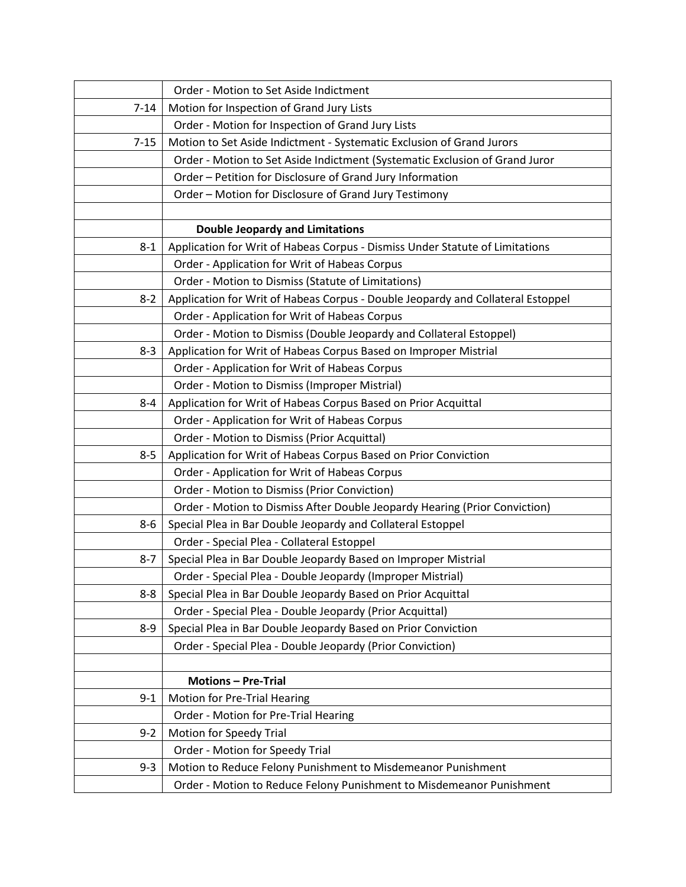| | |
|---|---|
| | Order - Motion to Set Aside Indictment |
| 7-14 | Motion for Inspection of Grand Jury Lists |
| | Order - Motion for Inspection of Grand Jury Lists |
| 7-15 | Motion to Set Aside Indictment - Systematic Exclusion of Grand Jurors |
| | Order - Motion to Set Aside Indictment (Systematic Exclusion of Grand Juror |
| | Order – Petition for Disclosure of Grand Jury Information |
| | Order – Motion for Disclosure of Grand Jury Testimony |
| | |
| | **Double Jeopardy and Limitations** |
| 8-1 | Application for Writ of Habeas Corpus - Dismiss Under Statute of Limitations |
| | Order - Application for Writ of Habeas Corpus |
| | Order - Motion to Dismiss (Statute of Limitations) |
| 8-2 | Application for Writ of Habeas Corpus - Double Jeopardy and Collateral Estoppel |
| | Order - Application for Writ of Habeas Corpus |
| | Order - Motion to Dismiss (Double Jeopardy and Collateral Estoppel) |
| 8-3 | Application for Writ of Habeas Corpus Based on Improper Mistrial |
| | Order - Application for Writ of Habeas Corpus |
| | Order - Motion to Dismiss (Improper Mistrial) |
| 8-4 | Application for Writ of Habeas Corpus Based on Prior Acquittal |
| | Order - Application for Writ of Habeas Corpus |
| | Order - Motion to Dismiss (Prior Acquittal) |
| 8-5 | Application for Writ of Habeas Corpus Based on Prior Conviction |
| | Order - Application for Writ of Habeas Corpus |
| | Order - Motion to Dismiss (Prior Conviction) |
| | Order - Motion to Dismiss After Double Jeopardy Hearing (Prior Conviction) |
| 8-6 | Special Plea in Bar Double Jeopardy and Collateral Estoppel |
| | Order - Special Plea - Collateral Estoppel |
| 8-7 | Special Plea in Bar Double Jeopardy Based on Improper Mistrial |
| | Order - Special Plea - Double Jeopardy (Improper Mistrial) |
| 8-8 | Special Plea in Bar Double Jeopardy Based on Prior Acquittal |
| | Order - Special Plea - Double Jeopardy (Prior Acquittal) |
| 8-9 | Special Plea in Bar Double Jeopardy Based on Prior Conviction |
| | Order - Special Plea - Double Jeopardy (Prior Conviction) |
| | |
| | **Motions – Pre-Trial** |
| 9-1 | Motion for Pre-Trial Hearing |
| | Order - Motion for Pre-Trial Hearing |
| 9-2 | Motion for Speedy Trial |
| | Order - Motion for Speedy Trial |
| 9-3 | Motion to Reduce Felony Punishment to Misdemeanor Punishment |
| | Order - Motion to Reduce Felony Punishment to Misdemeanor Punishment |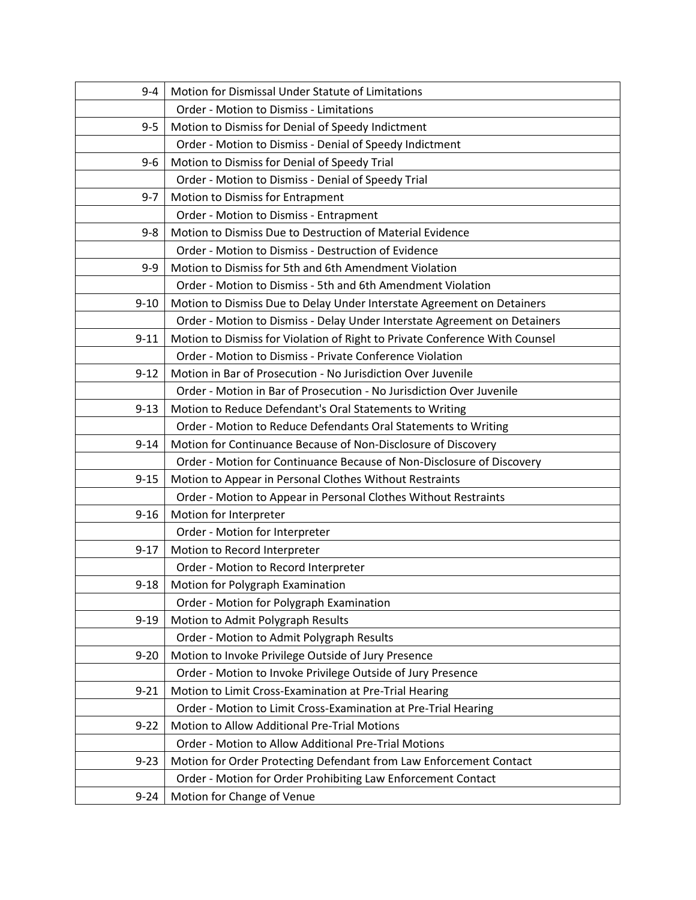| 9-4 | Motion for Dismissal Under Statute of Limitations |
|---|---|
| | Order - Motion to Dismiss - Limitations |
| 9-5 | Motion to Dismiss for Denial of Speedy Indictment |
| | Order - Motion to Dismiss - Denial of Speedy Indictment |
| 9-6 | Motion to Dismiss for Denial of Speedy Trial |
| | Order - Motion to Dismiss - Denial of Speedy Trial |
| 9-7 | Motion to Dismiss for Entrapment |
| | Order - Motion to Dismiss - Entrapment |
| 9-8 | Motion to Dismiss Due to Destruction of Material Evidence |
| | Order - Motion to Dismiss - Destruction of Evidence |
| 9-9 | Motion to Dismiss for 5th and 6th Amendment Violation |
| | Order - Motion to Dismiss - 5th and 6th Amendment Violation |
| 9-10 | Motion to Dismiss Due to Delay Under Interstate Agreement on Detainers |
| | Order - Motion to Dismiss - Delay Under Interstate Agreement on Detainers |
| 9-11 | Motion to Dismiss for Violation of Right to Private Conference With Counsel |
| | Order - Motion to Dismiss - Private Conference Violation |
| 9-12 | Motion in Bar of Prosecution - No Jurisdiction Over Juvenile |
| | Order - Motion in Bar of Prosecution - No Jurisdiction Over Juvenile |
| 9-13 | Motion to Reduce Defendant's Oral Statements to Writing |
| | Order - Motion to Reduce Defendants Oral Statements to Writing |
| 9-14 | Motion for Continuance Because of Non-Disclosure of Discovery |
| | Order - Motion for Continuance Because of Non-Disclosure of Discovery |
| 9-15 | Motion to Appear in Personal Clothes Without Restraints |
| | Order - Motion to Appear in Personal Clothes Without Restraints |
| 9-16 | Motion for Interpreter |
| | Order - Motion for Interpreter |
| 9-17 | Motion to Record Interpreter |
| | Order - Motion to Record Interpreter |
| 9-18 | Motion for Polygraph Examination |
| | Order - Motion for Polygraph Examination |
| 9-19 | Motion to Admit Polygraph Results |
| | Order - Motion to Admit Polygraph Results |
| 9-20 | Motion to Invoke Privilege Outside of Jury Presence |
| | Order - Motion to Invoke Privilege Outside of Jury Presence |
| 9-21 | Motion to Limit Cross-Examination at Pre-Trial Hearing |
| | Order - Motion to Limit Cross-Examination at Pre-Trial Hearing |
| 9-22 | Motion to Allow Additional Pre-Trial Motions |
| | Order - Motion to Allow Additional Pre-Trial Motions |
| 9-23 | Motion for Order Protecting Defendant from Law Enforcement Contact |
| | Order - Motion for Order Prohibiting Law Enforcement Contact |
| 9-24 | Motion for Change of Venue |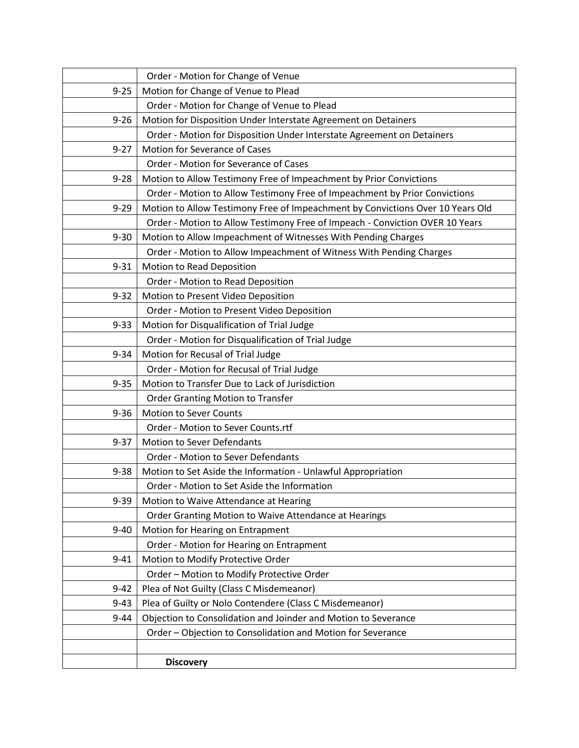| | |
|---|---|
| | Order - Motion for Change of Venue |
| 9-25 | Motion for Change of Venue to Plead |
| | Order - Motion for Change of Venue to Plead |
| 9-26 | Motion for Disposition Under Interstate Agreement on Detainers |
| | Order - Motion for Disposition Under Interstate Agreement on Detainers |
| 9-27 | Motion for Severance of Cases |
| | Order - Motion for Severance of Cases |
| 9-28 | Motion to Allow Testimony Free of Impeachment by Prior Convictions |
| | Order - Motion to Allow Testimony Free of Impeachment by Prior Convictions |
| 9-29 | Motion to Allow Testimony Free of Impeachment by Convictions Over 10 Years Old |
| | Order - Motion to Allow Testimony Free of Impeach - Conviction OVER 10 Years |
| 9-30 | Motion to Allow Impeachment of Witnesses With Pending Charges |
| | Order - Motion to Allow Impeachment of Witness With Pending Charges |
| 9-31 | Motion to Read Deposition |
| | Order - Motion to Read Deposition |
| 9-32 | Motion to Present Video Deposition |
| | Order - Motion to Present Video Deposition |
| 9-33 | Motion for Disqualification of Trial Judge |
| | Order - Motion for Disqualification of Trial Judge |
| 9-34 | Motion for Recusal of Trial Judge |
| | Order - Motion for Recusal of Trial Judge |
| 9-35 | Motion to Transfer Due to Lack of Jurisdiction |
| | Order Granting Motion to Transfer |
| 9-36 | Motion to Sever Counts |
| | Order - Motion to Sever Counts.rtf |
| 9-37 | Motion to Sever Defendants |
| | Order - Motion to Sever Defendants |
| 9-38 | Motion to Set Aside the Information - Unlawful Appropriation |
| | Order - Motion to Set Aside the Information |
| 9-39 | Motion to Waive Attendance at Hearing |
| | Order Granting Motion to Waive Attendance at Hearings |
| 9-40 | Motion for Hearing on Entrapment |
| | Order - Motion for Hearing on Entrapment |
| 9-41 | Motion to Modify Protective Order |
| | Order – Motion to Modify Protective Order |
| 9-42 | Plea of Not Guilty (Class C Misdemeanor) |
| 9-43 | Plea of Guilty or Nolo Contendere (Class C Misdemeanor) |
| 9-44 | Objection to Consolidation and Joinder and Motion to Severance |
| | Order – Objection to Consolidation and Motion for Severance |
| | |
| | **Discovery** |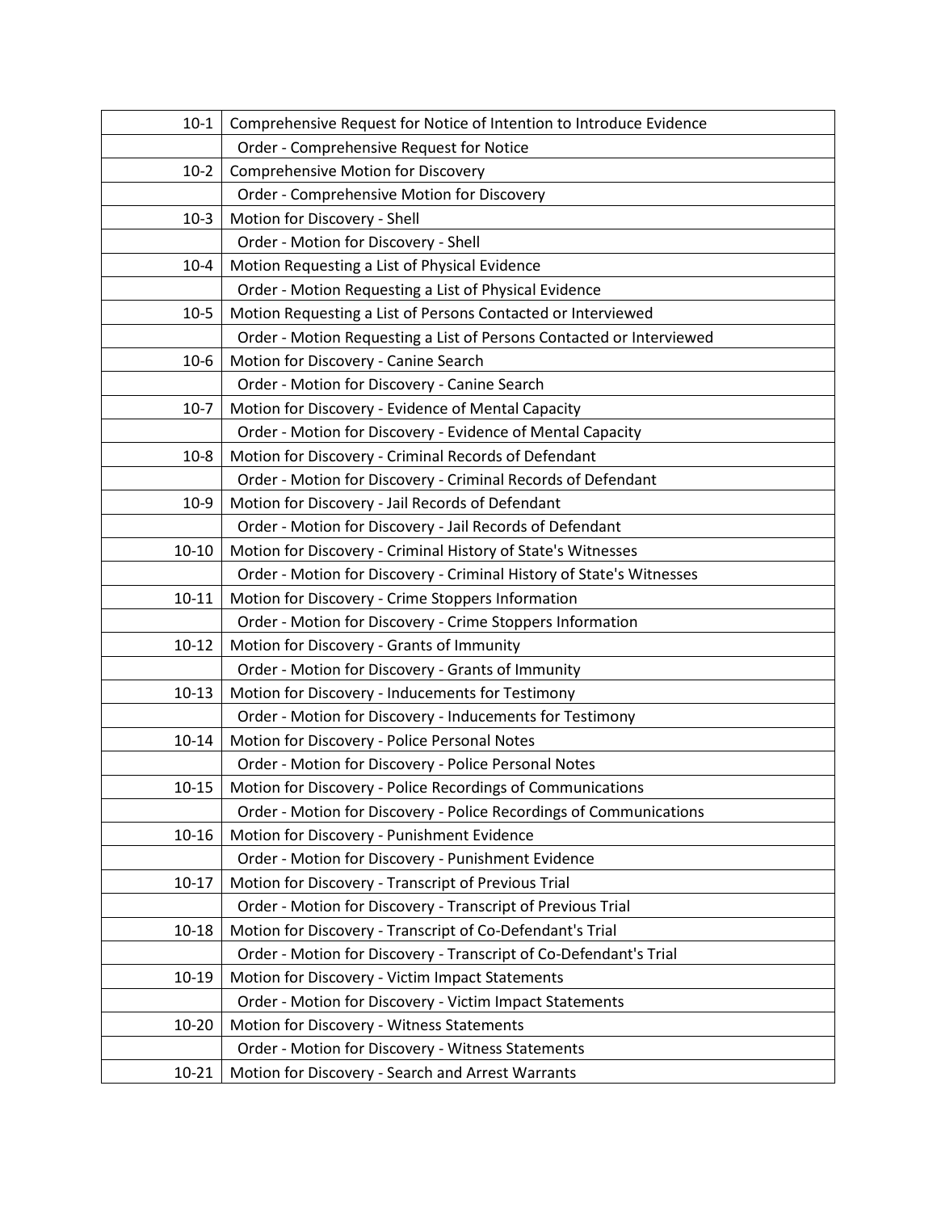| | |
|---|---|
| 10-1 | Comprehensive Request for Notice of Intention to Introduce Evidence |
| | Order - Comprehensive Request for Notice |
| 10-2 | Comprehensive Motion for Discovery |
| | Order - Comprehensive Motion for Discovery |
| 10-3 | Motion for Discovery - Shell |
| | Order - Motion for Discovery - Shell |
| 10-4 | Motion Requesting a List of Physical Evidence |
| | Order - Motion Requesting a List of Physical Evidence |
| 10-5 | Motion Requesting a List of Persons Contacted or Interviewed |
| | Order - Motion Requesting a List of Persons Contacted or Interviewed |
| 10-6 | Motion for Discovery - Canine Search |
| | Order - Motion for Discovery - Canine Search |
| 10-7 | Motion for Discovery - Evidence of Mental Capacity |
| | Order - Motion for Discovery - Evidence of Mental Capacity |
| 10-8 | Motion for Discovery - Criminal Records of Defendant |
| | Order - Motion for Discovery - Criminal Records of Defendant |
| 10-9 | Motion for Discovery - Jail Records of Defendant |
| | Order - Motion for Discovery - Jail Records of Defendant |
| 10-10 | Motion for Discovery - Criminal History of State's Witnesses |
| | Order - Motion for Discovery - Criminal History of State's Witnesses |
| 10-11 | Motion for Discovery - Crime Stoppers Information |
| | Order - Motion for Discovery - Crime Stoppers Information |
| 10-12 | Motion for Discovery - Grants of Immunity |
| | Order - Motion for Discovery - Grants of Immunity |
| 10-13 | Motion for Discovery - Inducements for Testimony |
| | Order - Motion for Discovery - Inducements for Testimony |
| 10-14 | Motion for Discovery - Police Personal Notes |
| | Order - Motion for Discovery - Police Personal Notes |
| 10-15 | Motion for Discovery - Police Recordings of Communications |
| | Order - Motion for Discovery - Police Recordings of Communications |
| 10-16 | Motion for Discovery - Punishment Evidence |
| | Order - Motion for Discovery - Punishment Evidence |
| 10-17 | Motion for Discovery - Transcript of Previous Trial |
| | Order - Motion for Discovery - Transcript of Previous Trial |
| 10-18 | Motion for Discovery - Transcript of Co-Defendant's Trial |
| | Order - Motion for Discovery - Transcript of Co-Defendant's Trial |
| 10-19 | Motion for Discovery - Victim Impact Statements |
| | Order - Motion for Discovery - Victim Impact Statements |
| 10-20 | Motion for Discovery - Witness Statements |
| | Order - Motion for Discovery - Witness Statements |
| 10-21 | Motion for Discovery - Search and Arrest Warrants |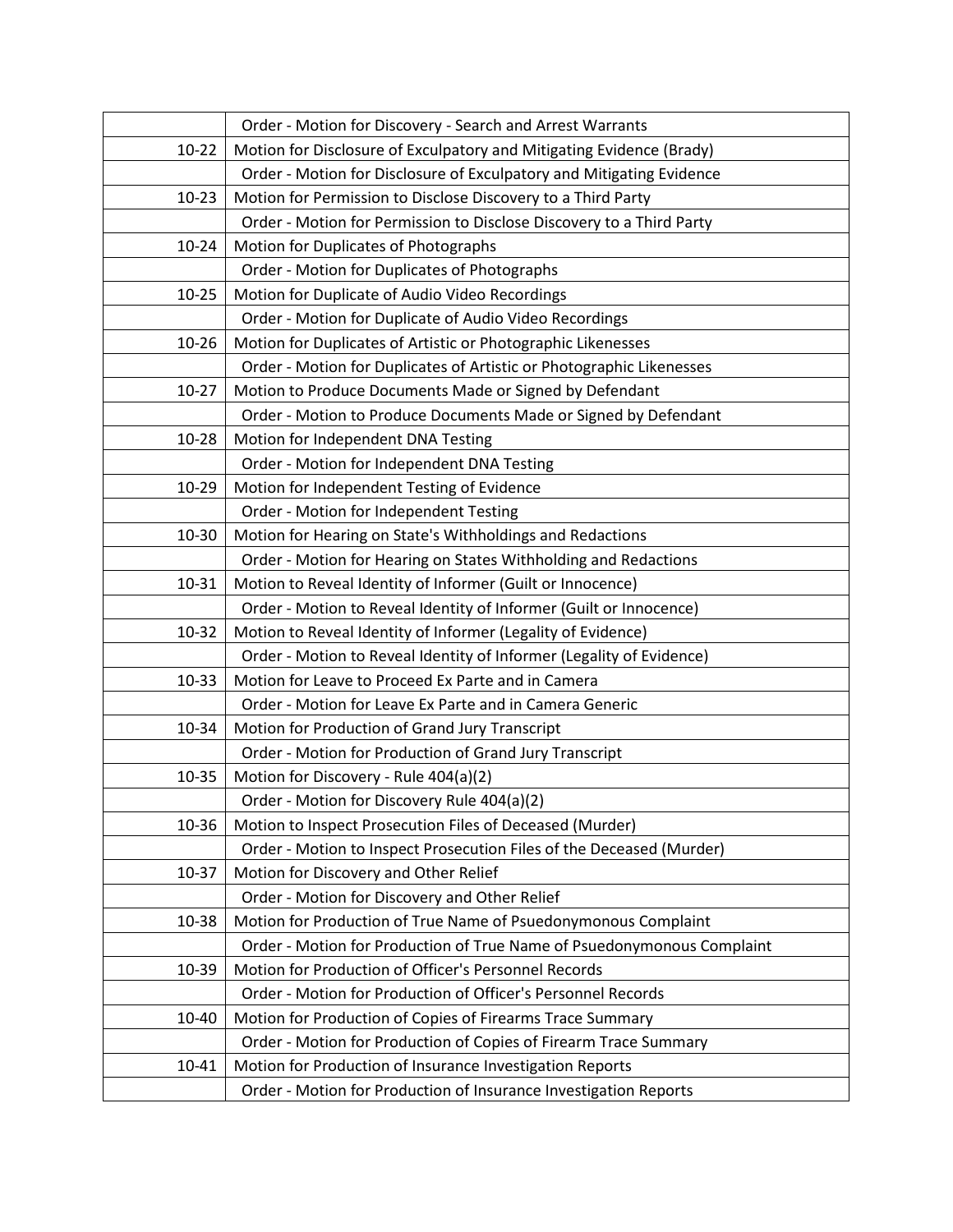| | |
|---|---|
| | Order - Motion for Discovery - Search and Arrest Warrants |
| 10-22 | Motion for Disclosure of Exculpatory and Mitigating Evidence (Brady) |
| | Order - Motion for Disclosure of Exculpatory and Mitigating Evidence |
| 10-23 | Motion for Permission to Disclose Discovery to a Third Party |
| | Order - Motion for Permission to Disclose Discovery to a Third Party |
| 10-24 | Motion for Duplicates of Photographs |
| | Order - Motion for Duplicates of Photographs |
| 10-25 | Motion for Duplicate of Audio Video Recordings |
| | Order - Motion for Duplicate of Audio Video Recordings |
| 10-26 | Motion for Duplicates of Artistic or Photographic Likenesses |
| | Order - Motion for Duplicates of Artistic or Photographic Likenesses |
| 10-27 | Motion to Produce Documents Made or Signed by Defendant |
| | Order - Motion to Produce Documents Made or Signed by Defendant |
| 10-28 | Motion for Independent DNA Testing |
| | Order - Motion for Independent DNA Testing |
| 10-29 | Motion for Independent Testing of Evidence |
| | Order - Motion for Independent Testing |
| 10-30 | Motion for Hearing on State's Withholdings and Redactions |
| | Order - Motion for Hearing on States Withholding and Redactions |
| 10-31 | Motion to Reveal Identity of Informer (Guilt or Innocence) |
| | Order - Motion to Reveal Identity of Informer (Guilt or Innocence) |
| 10-32 | Motion to Reveal Identity of Informer (Legality of Evidence) |
| | Order - Motion to Reveal Identity of Informer (Legality of Evidence) |
| 10-33 | Motion for Leave to Proceed Ex Parte and in Camera |
| | Order - Motion for Leave Ex Parte and in Camera Generic |
| 10-34 | Motion for Production of Grand Jury Transcript |
| | Order - Motion for Production of Grand Jury Transcript |
| 10-35 | Motion for Discovery - Rule 404(a)(2) |
| | Order - Motion for Discovery Rule 404(a)(2) |
| 10-36 | Motion to Inspect Prosecution Files of Deceased (Murder) |
| | Order - Motion to Inspect Prosecution Files of the Deceased (Murder) |
| 10-37 | Motion for Discovery and Other Relief |
| | Order - Motion for Discovery and Other Relief |
| 10-38 | Motion for Production of True Name of Psuedonymonous Complaint |
| | Order - Motion for Production of True Name of Psuedonymonous Complaint |
| 10-39 | Motion for Production of Officer's Personnel Records |
| | Order - Motion for Production of Officer's Personnel Records |
| 10-40 | Motion for Production of Copies of Firearms Trace Summary |
| | Order - Motion for Production of Copies of Firearm Trace Summary |
| 10-41 | Motion for Production of Insurance Investigation Reports |
| | Order - Motion for Production of Insurance Investigation Reports |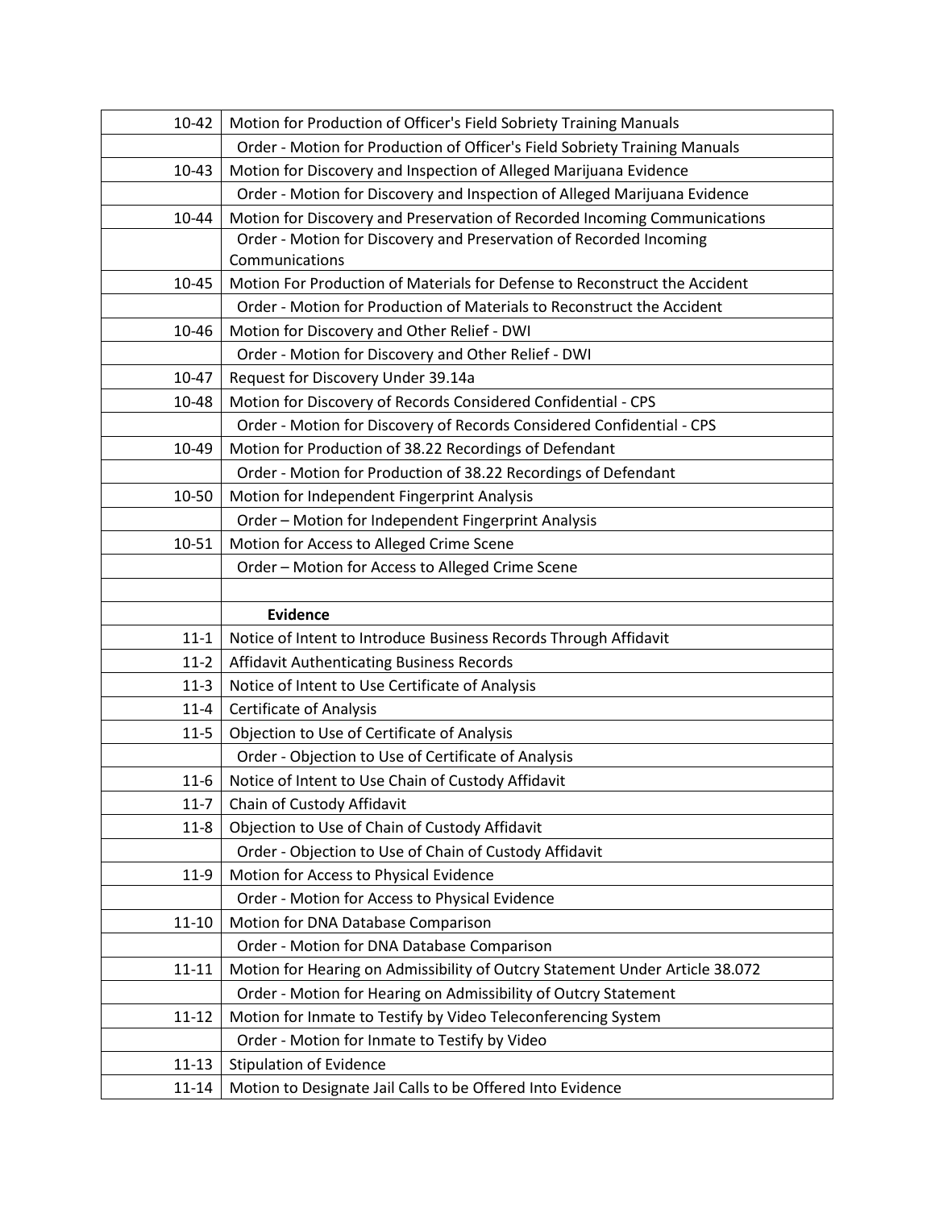| | |
|---|---|
| 10-42 | Motion for Production of Officer's Field Sobriety Training Manuals |
| | Order - Motion for Production of Officer's Field Sobriety Training Manuals |
| 10-43 | Motion for Discovery and Inspection of Alleged Marijuana Evidence |
| | Order - Motion for Discovery and Inspection of Alleged Marijuana Evidence |
| 10-44 | Motion for Discovery and Preservation of Recorded Incoming Communications |
| | Order - Motion for Discovery and Preservation of Recorded Incoming Communications |
| 10-45 | Motion For Production of Materials for Defense to Reconstruct the Accident |
| | Order - Motion for Production of Materials to Reconstruct the Accident |
| 10-46 | Motion for Discovery and Other Relief - DWI |
| | Order - Motion for Discovery and Other Relief - DWI |
| 10-47 | Request for Discovery Under 39.14a |
| 10-48 | Motion for Discovery of Records Considered Confidential - CPS |
| | Order - Motion for Discovery of Records Considered Confidential - CPS |
| 10-49 | Motion for Production of 38.22 Recordings of Defendant |
| | Order - Motion for Production of 38.22 Recordings of Defendant |
| 10-50 | Motion for Independent Fingerprint Analysis |
| | Order – Motion for Independent Fingerprint Analysis |
| 10-51 | Motion for Access to Alleged Crime Scene |
| | Order – Motion for Access to Alleged Crime Scene |
| | |
| | **Evidence** |
| 11-1 | Notice of Intent to Introduce Business Records Through Affidavit |
| 11-2 | Affidavit Authenticating Business Records |
| 11-3 | Notice of Intent to Use Certificate of Analysis |
| 11-4 | Certificate of Analysis |
| 11-5 | Objection to Use of Certificate of Analysis |
| | Order - Objection to Use of Certificate of Analysis |
| 11-6 | Notice of Intent to Use Chain of Custody Affidavit |
| 11-7 | Chain of Custody Affidavit |
| 11-8 | Objection to Use of Chain of Custody Affidavit |
| | Order - Objection to Use of Chain of Custody Affidavit |
| 11-9 | Motion for Access to Physical Evidence |
| | Order - Motion for Access to Physical Evidence |
| 11-10 | Motion for DNA Database Comparison |
| | Order - Motion for DNA Database Comparison |
| 11-11 | Motion for Hearing on Admissibility of Outcry Statement Under Article 38.072 |
| | Order - Motion for Hearing on Admissibility of Outcry Statement |
| 11-12 | Motion for Inmate to Testify by Video Teleconferencing System |
| | Order - Motion for Inmate to Testify by Video |
| 11-13 | Stipulation of Evidence |
| 11-14 | Motion to Designate Jail Calls to be Offered Into Evidence |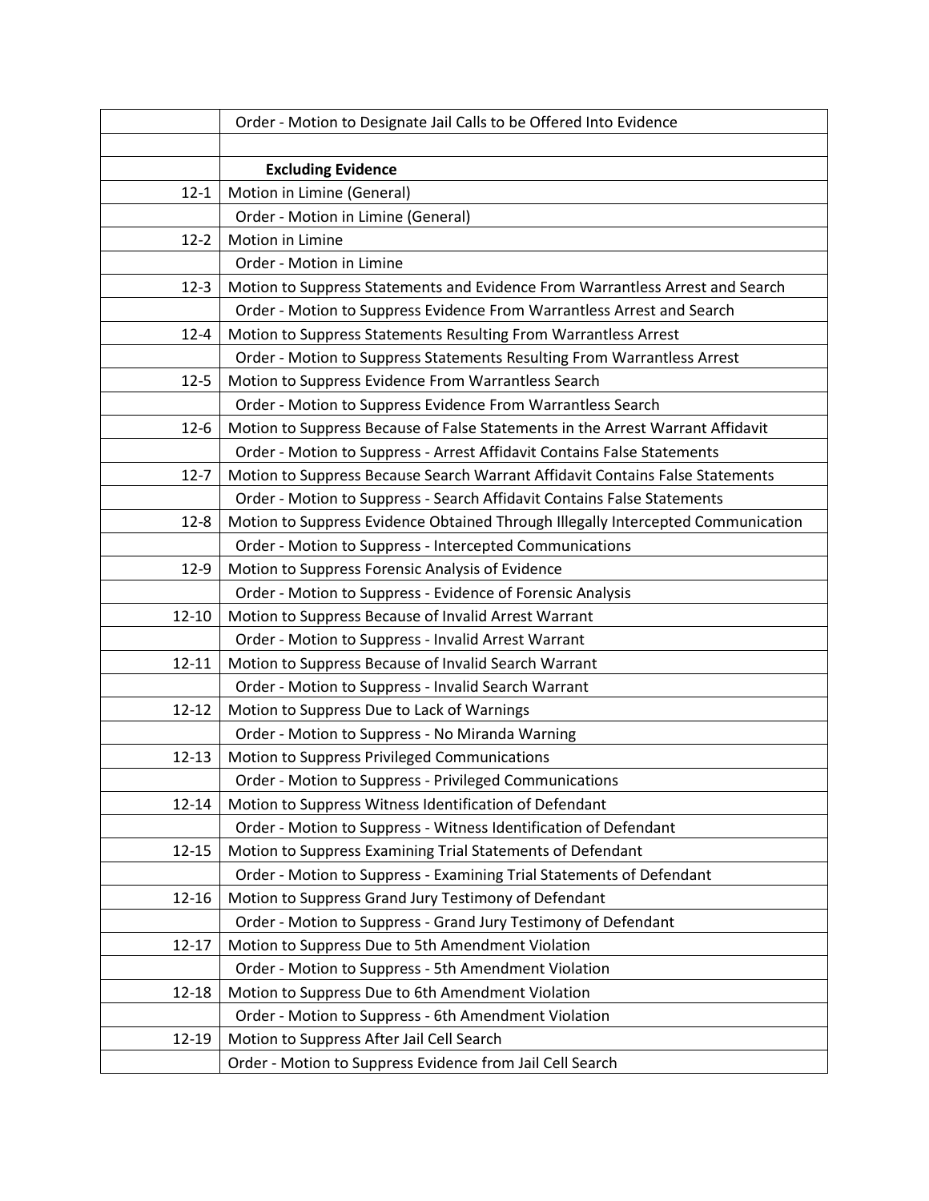| | |
|---|---|
| | Order - Motion to Designate Jail Calls to be Offered Into Evidence |
| | |
| | **Excluding Evidence** |
| 12-1 | Motion in Limine (General) |
| | Order - Motion in Limine (General) |
| 12-2 | Motion in Limine |
| | Order - Motion in Limine |
| 12-3 | Motion to Suppress Statements and Evidence From Warrantless Arrest and Search |
| | Order - Motion to Suppress Evidence From Warrantless Arrest and Search |
| 12-4 | Motion to Suppress Statements Resulting From Warrantless Arrest |
| | Order - Motion to Suppress Statements Resulting From Warrantless Arrest |
| 12-5 | Motion to Suppress Evidence From Warrantless Search |
| | Order - Motion to Suppress Evidence From Warrantless Search |
| 12-6 | Motion to Suppress Because of False Statements in the Arrest Warrant Affidavit |
| | Order - Motion to Suppress - Arrest Affidavit Contains False Statements |
| 12-7 | Motion to Suppress Because Search Warrant Affidavit Contains False Statements |
| | Order - Motion to Suppress - Search Affidavit Contains False Statements |
| 12-8 | Motion to Suppress Evidence Obtained Through Illegally Intercepted Communication |
| | Order - Motion to Suppress - Intercepted Communications |
| 12-9 | Motion to Suppress Forensic Analysis of Evidence |
| | Order - Motion to Suppress - Evidence of Forensic Analysis |
| 12-10 | Motion to Suppress Because of Invalid Arrest Warrant |
| | Order - Motion to Suppress - Invalid Arrest Warrant |
| 12-11 | Motion to Suppress Because of Invalid Search Warrant |
| | Order - Motion to Suppress - Invalid Search Warrant |
| 12-12 | Motion to Suppress Due to Lack of Warnings |
| | Order - Motion to Suppress - No Miranda Warning |
| 12-13 | Motion to Suppress Privileged Communications |
| | Order - Motion to Suppress - Privileged Communications |
| 12-14 | Motion to Suppress Witness Identification of Defendant |
| | Order - Motion to Suppress - Witness Identification of Defendant |
| 12-15 | Motion to Suppress Examining Trial Statements of Defendant |
| | Order - Motion to Suppress - Examining Trial Statements of Defendant |
| 12-16 | Motion to Suppress Grand Jury Testimony of Defendant |
| | Order - Motion to Suppress - Grand Jury Testimony of Defendant |
| 12-17 | Motion to Suppress Due to 5th Amendment Violation |
| | Order - Motion to Suppress - 5th Amendment Violation |
| 12-18 | Motion to Suppress Due to 6th Amendment Violation |
| | Order - Motion to Suppress - 6th Amendment Violation |
| 12-19 | Motion to Suppress After Jail Cell Search |
| | Order - Motion to Suppress Evidence from Jail Cell Search |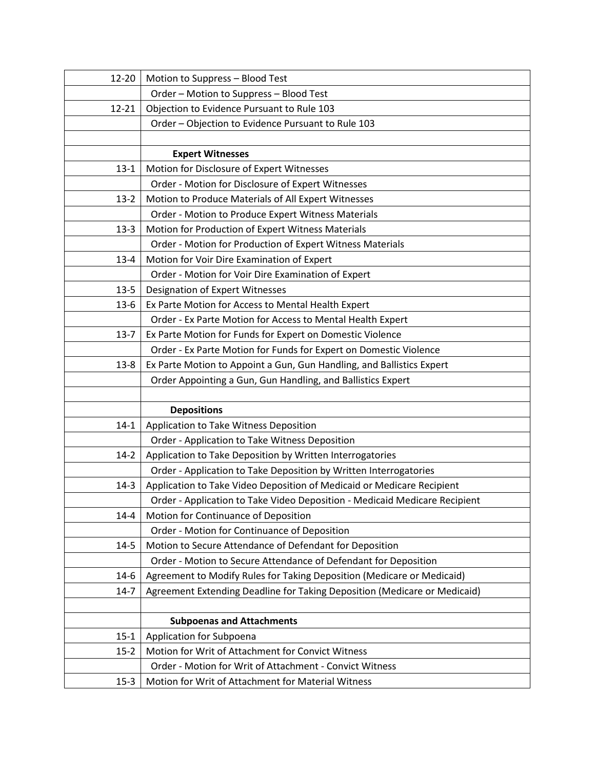| | |
|---|---|
| 12-20 | Motion to Suppress – Blood Test |
| | Order – Motion to Suppress – Blood Test |
| 12-21 | Objection to Evidence Pursuant to Rule 103 |
| | Order – Objection to Evidence Pursuant to Rule 103 |
| | |
| | **Expert Witnesses** |
| 13-1 | Motion for Disclosure of Expert Witnesses |
| | Order - Motion for Disclosure of Expert Witnesses |
| 13-2 | Motion to Produce Materials of All Expert Witnesses |
| | Order - Motion to Produce Expert Witness Materials |
| 13-3 | Motion for Production of Expert Witness Materials |
| | Order - Motion for Production of Expert Witness Materials |
| 13-4 | Motion for Voir Dire Examination of Expert |
| | Order - Motion for Voir Dire Examination of Expert |
| 13-5 | Designation of Expert Witnesses |
| 13-6 | Ex Parte Motion for Access to Mental Health Expert |
| | Order - Ex Parte Motion for Access to Mental Health Expert |
| 13-7 | Ex Parte Motion for Funds for Expert on Domestic Violence |
| | Order - Ex Parte Motion for Funds for Expert on Domestic Violence |
| 13-8 | Ex Parte Motion to Appoint a Gun, Gun Handling, and Ballistics Expert |
| | Order Appointing a Gun, Gun Handling, and Ballistics Expert |
| | |
| | **Depositions** |
| 14-1 | Application to Take Witness Deposition |
| | Order - Application to Take Witness Deposition |
| 14-2 | Application to Take Deposition by Written Interrogatories |
| | Order - Application to Take Deposition by Written Interrogatories |
| 14-3 | Application to Take Video Deposition of Medicaid or Medicare Recipient |
| | Order - Application to Take Video Deposition - Medicaid Medicare Recipient |
| 14-4 | Motion for Continuance of Deposition |
| | Order - Motion for Continuance of Deposition |
| 14-5 | Motion to Secure Attendance of Defendant for Deposition |
| | Order - Motion to Secure Attendance of Defendant for Deposition |
| 14-6 | Agreement to Modify Rules for Taking Deposition (Medicare or Medicaid) |
| 14-7 | Agreement Extending Deadline for Taking Deposition (Medicare or Medicaid) |
| | |
| | **Subpoenas and Attachments** |
| 15-1 | Application for Subpoena |
| 15-2 | Motion for Writ of Attachment for Convict Witness |
| | Order - Motion for Writ of Attachment - Convict Witness |
| 15-3 | Motion for Writ of Attachment for Material Witness |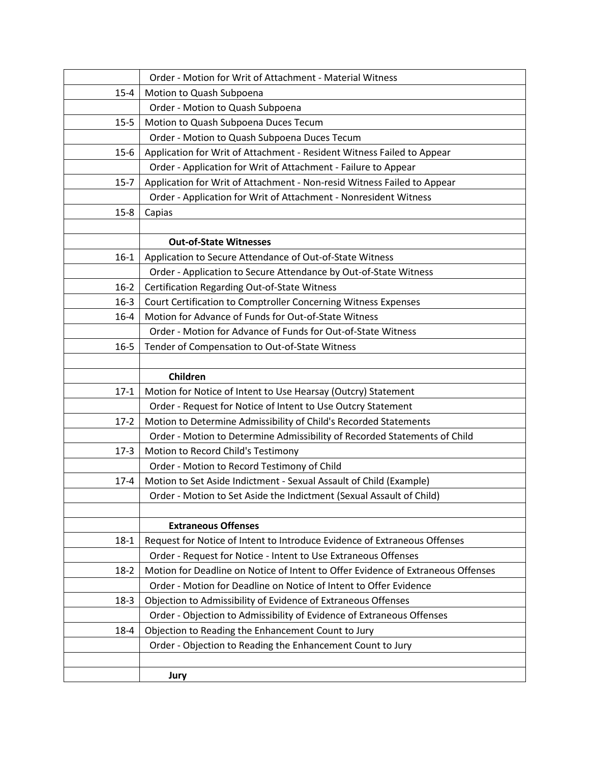| | |
|---|---|
| | Order - Motion for Writ of Attachment - Material Witness |
| 15-4 | Motion to Quash Subpoena |
| | Order - Motion to Quash Subpoena |
| 15-5 | Motion to Quash Subpoena Duces Tecum |
| | Order - Motion to Quash Subpoena Duces Tecum |
| 15-6 | Application for Writ of Attachment - Resident Witness Failed to Appear |
| | Order - Application for Writ of Attachment - Failure to Appear |
| 15-7 | Application for Writ of Attachment - Non-resid Witness Failed to Appear |
| | Order - Application for Writ of Attachment - Nonresident Witness |
| 15-8 | Capias |
| | |
| | **Out-of-State Witnesses** |
| 16-1 | Application to Secure Attendance of Out-of-State Witness |
| | Order - Application to Secure Attendance by Out-of-State Witness |
| 16-2 | Certification Regarding Out-of-State Witness |
| 16-3 | Court Certification to Comptroller Concerning Witness Expenses |
| 16-4 | Motion for Advance of Funds for Out-of-State Witness |
| | Order - Motion for Advance of Funds for Out-of-State Witness |
| 16-5 | Tender of Compensation to Out-of-State Witness |
| | |
| | **Children** |
| 17-1 | Motion for Notice of Intent to Use Hearsay (Outcry) Statement |
| | Order - Request for Notice of Intent to Use Outcry Statement |
| 17-2 | Motion to Determine Admissibility of Child's Recorded Statements |
| | Order - Motion to Determine Admissibility of Recorded Statements of Child |
| 17-3 | Motion to Record Child's Testimony |
| | Order - Motion to Record Testimony of Child |
| 17-4 | Motion to Set Aside Indictment - Sexual Assault of Child (Example) |
| | Order - Motion to Set Aside the Indictment (Sexual Assault of Child) |
| | |
| | **Extraneous Offenses** |
| 18-1 | Request for Notice of Intent to Introduce Evidence of Extraneous Offenses |
| | Order - Request for Notice - Intent to Use Extraneous Offenses |
| 18-2 | Motion for Deadline on Notice of Intent to Offer Evidence of Extraneous Offenses |
| | Order - Motion for Deadline on Notice of Intent to Offer Evidence |
| 18-3 | Objection to Admissibility of Evidence of Extraneous Offenses |
| | Order - Objection to Admissibility of Evidence of Extraneous Offenses |
| 18-4 | Objection to Reading the Enhancement Count to Jury |
| | Order - Objection to Reading the Enhancement Count to Jury |
| | |
| | **Jury** |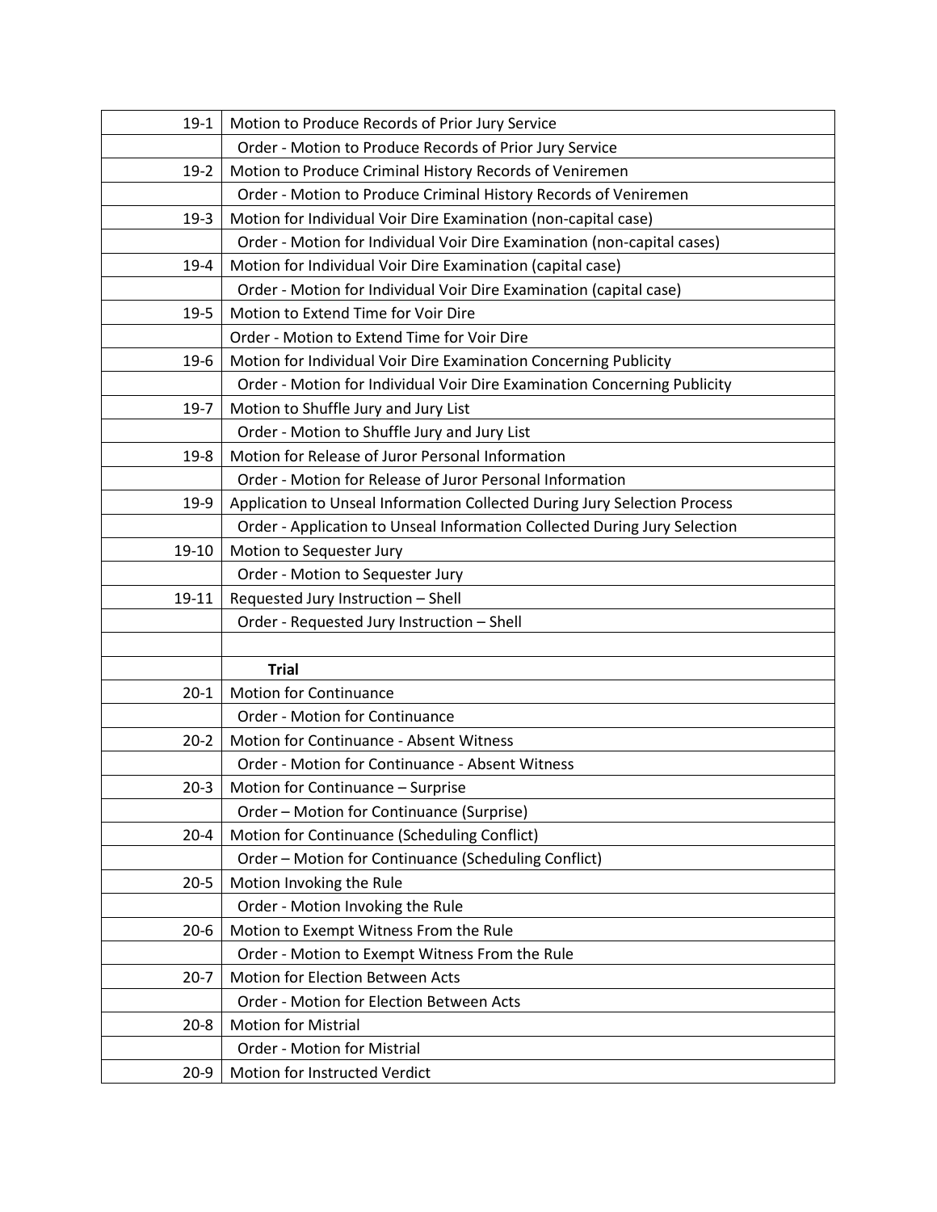| | |
|---|---|
| 19-1 | Motion to Produce Records of Prior Jury Service |
| | Order - Motion to Produce Records of Prior Jury Service |
| 19-2 | Motion to Produce Criminal History Records of Veniremen |
| | Order - Motion to Produce Criminal History Records of Veniremen |
| 19-3 | Motion for Individual Voir Dire Examination (non-capital case) |
| | Order - Motion for Individual Voir Dire Examination (non-capital cases) |
| 19-4 | Motion for Individual Voir Dire Examination (capital case) |
| | Order - Motion for Individual Voir Dire Examination (capital case) |
| 19-5 | Motion to Extend Time for Voir Dire |
| | Order - Motion to Extend Time for Voir Dire |
| 19-6 | Motion for Individual Voir Dire Examination Concerning Publicity |
| | Order - Motion for Individual Voir Dire Examination Concerning Publicity |
| 19-7 | Motion to Shuffle Jury and Jury List |
| | Order - Motion to Shuffle Jury and Jury List |
| 19-8 | Motion for Release of Juror Personal Information |
| | Order - Motion for Release of Juror Personal Information |
| 19-9 | Application to Unseal Information Collected During Jury Selection Process |
| | Order - Application to Unseal Information Collected During Jury Selection |
| 19-10 | Motion to Sequester Jury |
| | Order - Motion to Sequester Jury |
| 19-11 | Requested Jury Instruction – Shell |
| | Order - Requested Jury Instruction – Shell |
| | |
| | **Trial** |
| 20-1 | Motion for Continuance |
| | Order - Motion for Continuance |
| 20-2 | Motion for Continuance - Absent Witness |
| | Order - Motion for Continuance - Absent Witness |
| 20-3 | Motion for Continuance – Surprise |
| | Order – Motion for Continuance (Surprise) |
| 20-4 | Motion for Continuance (Scheduling Conflict) |
| | Order – Motion for Continuance (Scheduling Conflict) |
| 20-5 | Motion Invoking the Rule |
| | Order - Motion Invoking the Rule |
| 20-6 | Motion to Exempt Witness From the Rule |
| | Order - Motion to Exempt Witness From the Rule |
| 20-7 | Motion for Election Between Acts |
| | Order - Motion for Election Between Acts |
| 20-8 | Motion for Mistrial |
| | Order - Motion for Mistrial |
| 20-9 | Motion for Instructed Verdict |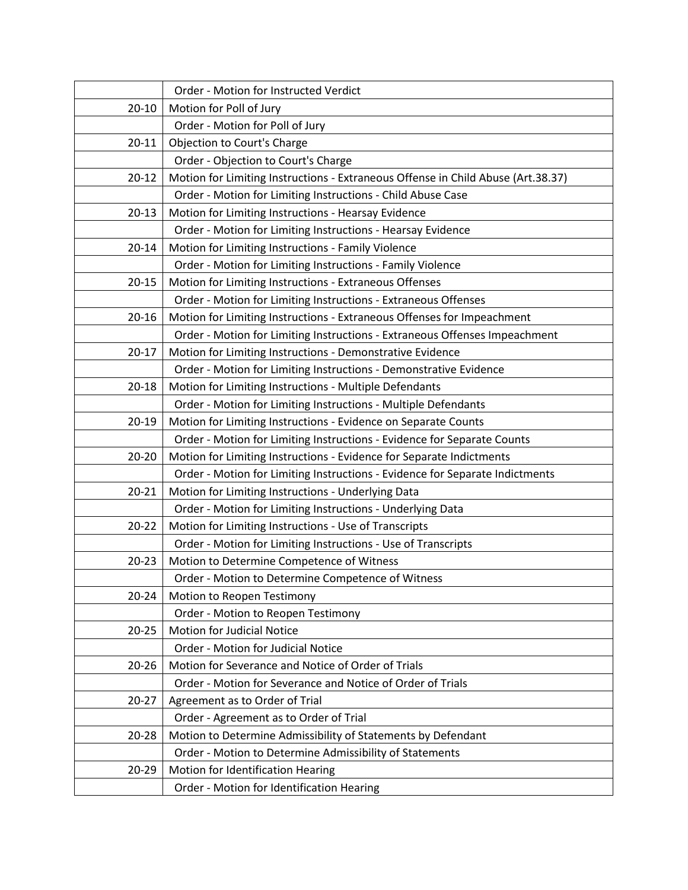| | |
|---|---|
| | Order - Motion for Instructed Verdict |
| 20-10 | Motion for Poll of Jury |
| | Order - Motion for Poll of Jury |
| 20-11 | Objection to Court's Charge |
| | Order - Objection to Court's Charge |
| 20-12 | Motion for Limiting Instructions - Extraneous Offense in Child Abuse (Art.38.37) |
| | Order - Motion for Limiting Instructions - Child Abuse Case |
| 20-13 | Motion for Limiting Instructions - Hearsay Evidence |
| | Order - Motion for Limiting Instructions - Hearsay Evidence |
| 20-14 | Motion for Limiting Instructions - Family Violence |
| | Order - Motion for Limiting Instructions - Family Violence |
| 20-15 | Motion for Limiting Instructions - Extraneous Offenses |
| | Order - Motion for Limiting Instructions - Extraneous Offenses |
| 20-16 | Motion for Limiting Instructions - Extraneous Offenses for Impeachment |
| | Order - Motion for Limiting Instructions - Extraneous Offenses Impeachment |
| 20-17 | Motion for Limiting Instructions - Demonstrative Evidence |
| | Order - Motion for Limiting Instructions - Demonstrative Evidence |
| 20-18 | Motion for Limiting Instructions - Multiple Defendants |
| | Order - Motion for Limiting Instructions - Multiple Defendants |
| 20-19 | Motion for Limiting Instructions - Evidence on Separate Counts |
| | Order - Motion for Limiting Instructions - Evidence for Separate Counts |
| 20-20 | Motion for Limiting Instructions - Evidence for Separate Indictments |
| | Order - Motion for Limiting Instructions - Evidence for Separate Indictments |
| 20-21 | Motion for Limiting Instructions - Underlying Data |
| | Order - Motion for Limiting Instructions - Underlying Data |
| 20-22 | Motion for Limiting Instructions - Use of Transcripts |
| | Order - Motion for Limiting Instructions - Use of Transcripts |
| 20-23 | Motion to Determine Competence of Witness |
| | Order - Motion to Determine Competence of Witness |
| 20-24 | Motion to Reopen Testimony |
| | Order - Motion to Reopen Testimony |
| 20-25 | Motion for Judicial Notice |
| | Order - Motion for Judicial Notice |
| 20-26 | Motion for Severance and Notice of Order of Trials |
| | Order - Motion for Severance and Notice of Order of Trials |
| 20-27 | Agreement as to Order of Trial |
| | Order - Agreement as to Order of Trial |
| 20-28 | Motion to Determine Admissibility of Statements by Defendant |
| | Order - Motion to Determine Admissibility of Statements |
| 20-29 | Motion for Identification Hearing |
| | Order - Motion for Identification Hearing |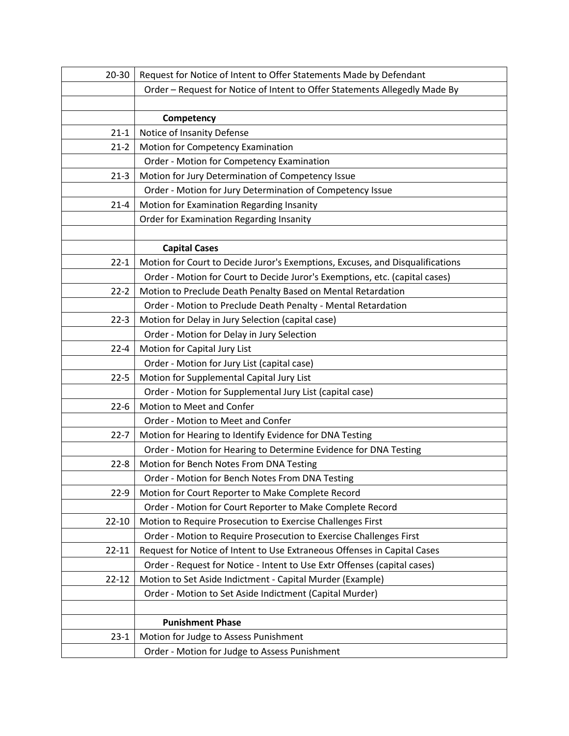| | |
|---|---|
| 20-30 | Request for Notice of Intent to Offer Statements Made by Defendant |
| | Order – Request for Notice of Intent to Offer Statements Allegedly Made By |
| | |
| | **Competency** |
| 21-1 | Notice of Insanity Defense |
| 21-2 | Motion for Competency Examination |
| | Order - Motion for Competency Examination |
| 21-3 | Motion for Jury Determination of Competency Issue |
| | Order - Motion for Jury Determination of Competency Issue |
| 21-4 | Motion for Examination Regarding Insanity |
| | Order for Examination Regarding Insanity |
| | |
| | **Capital Cases** |
| 22-1 | Motion for Court to Decide Juror's Exemptions, Excuses, and Disqualifications |
| | Order - Motion for Court to Decide Juror's Exemptions, etc. (capital cases) |
| 22-2 | Motion to Preclude Death Penalty Based on Mental Retardation |
| | Order - Motion to Preclude Death Penalty - Mental Retardation |
| 22-3 | Motion for Delay in Jury Selection (capital case) |
| | Order - Motion for Delay in Jury Selection |
| 22-4 | Motion for Capital Jury List |
| | Order - Motion for Jury List (capital case) |
| 22-5 | Motion for Supplemental Capital Jury List |
| | Order - Motion for Supplemental Jury List (capital case) |
| 22-6 | Motion to Meet and Confer |
| | Order - Motion to Meet and Confer |
| 22-7 | Motion for Hearing to Identify Evidence for DNA Testing |
| | Order - Motion for Hearing to Determine Evidence for DNA Testing |
| 22-8 | Motion for Bench Notes From DNA Testing |
| | Order - Motion for Bench Notes From DNA Testing |
| 22-9 | Motion for Court Reporter to Make Complete Record |
| | Order - Motion for Court Reporter to Make Complete Record |
| 22-10 | Motion to Require Prosecution to Exercise Challenges First |
| | Order - Motion to Require Prosecution to Exercise Challenges First |
| 22-11 | Request for Notice of Intent to Use Extraneous Offenses in Capital Cases |
| | Order - Request for Notice - Intent to Use Extr Offenses (capital cases) |
| 22-12 | Motion to Set Aside Indictment - Capital Murder (Example) |
| | Order - Motion to Set Aside Indictment (Capital Murder) |
| | |
| | **Punishment Phase** |
| 23-1 | Motion for Judge to Assess Punishment |
| | Order - Motion for Judge to Assess Punishment |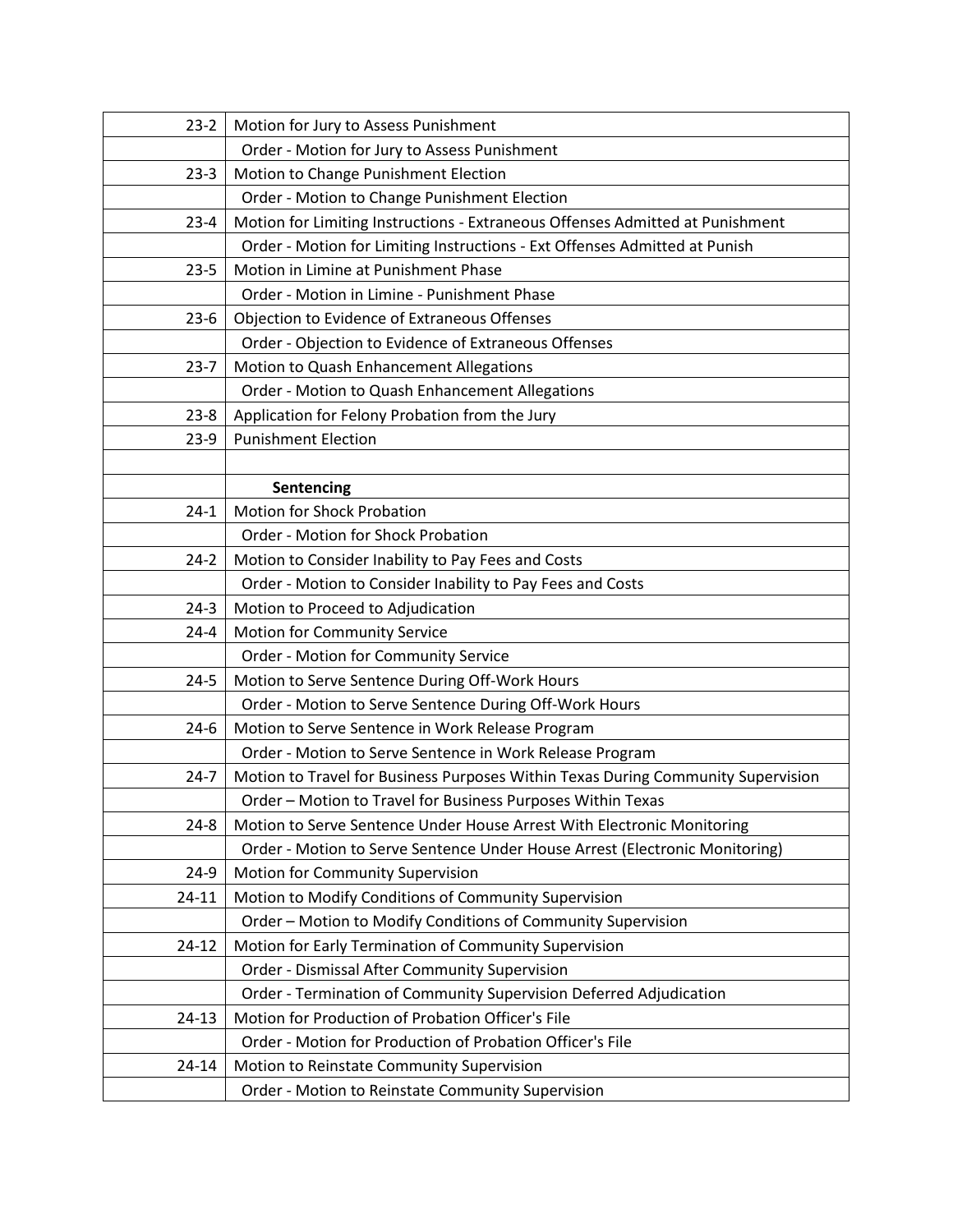| | |
|---|---|
| 23-2 | Motion for Jury to Assess Punishment |
| | Order - Motion for Jury to Assess Punishment |
| 23-3 | Motion to Change Punishment Election |
| | Order - Motion to Change Punishment Election |
| 23-4 | Motion for Limiting Instructions - Extraneous Offenses Admitted at Punishment |
| | Order - Motion for Limiting Instructions - Ext Offenses Admitted at Punish |
| 23-5 | Motion in Limine at Punishment Phase |
| | Order - Motion in Limine - Punishment Phase |
| 23-6 | Objection to Evidence of Extraneous Offenses |
| | Order - Objection to Evidence of Extraneous Offenses |
| 23-7 | Motion to Quash Enhancement Allegations |
| | Order - Motion to Quash Enhancement Allegations |
| 23-8 | Application for Felony Probation from the Jury |
| 23-9 | Punishment Election |
| | |
| | **Sentencing** |
| 24-1 | Motion for Shock Probation |
| | Order - Motion for Shock Probation |
| 24-2 | Motion to Consider Inability to Pay Fees and Costs |
| | Order - Motion to Consider Inability to Pay Fees and Costs |
| 24-3 | Motion to Proceed to Adjudication |
| 24-4 | Motion for Community Service |
| | Order - Motion for Community Service |
| 24-5 | Motion to Serve Sentence During Off-Work Hours |
| | Order - Motion to Serve Sentence During Off-Work Hours |
| 24-6 | Motion to Serve Sentence in Work Release Program |
| | Order - Motion to Serve Sentence in Work Release Program |
| 24-7 | Motion to Travel for Business Purposes Within Texas During Community Supervision |
| | Order – Motion to Travel for Business Purposes Within Texas |
| 24-8 | Motion to Serve Sentence Under House Arrest With Electronic Monitoring |
| | Order - Motion to Serve Sentence Under House Arrest (Electronic Monitoring) |
| 24-9 | Motion for Community Supervision |
| 24-11 | Motion to Modify Conditions of Community Supervision |
| | Order – Motion to Modify Conditions of Community Supervision |
| 24-12 | Motion for Early Termination of Community Supervision |
| | Order - Dismissal After Community Supervision |
| | Order - Termination of Community Supervision Deferred Adjudication |
| 24-13 | Motion for Production of Probation Officer's File |
| | Order - Motion for Production of Probation Officer's File |
| 24-14 | Motion to Reinstate Community Supervision |
| | Order - Motion to Reinstate Community Supervision |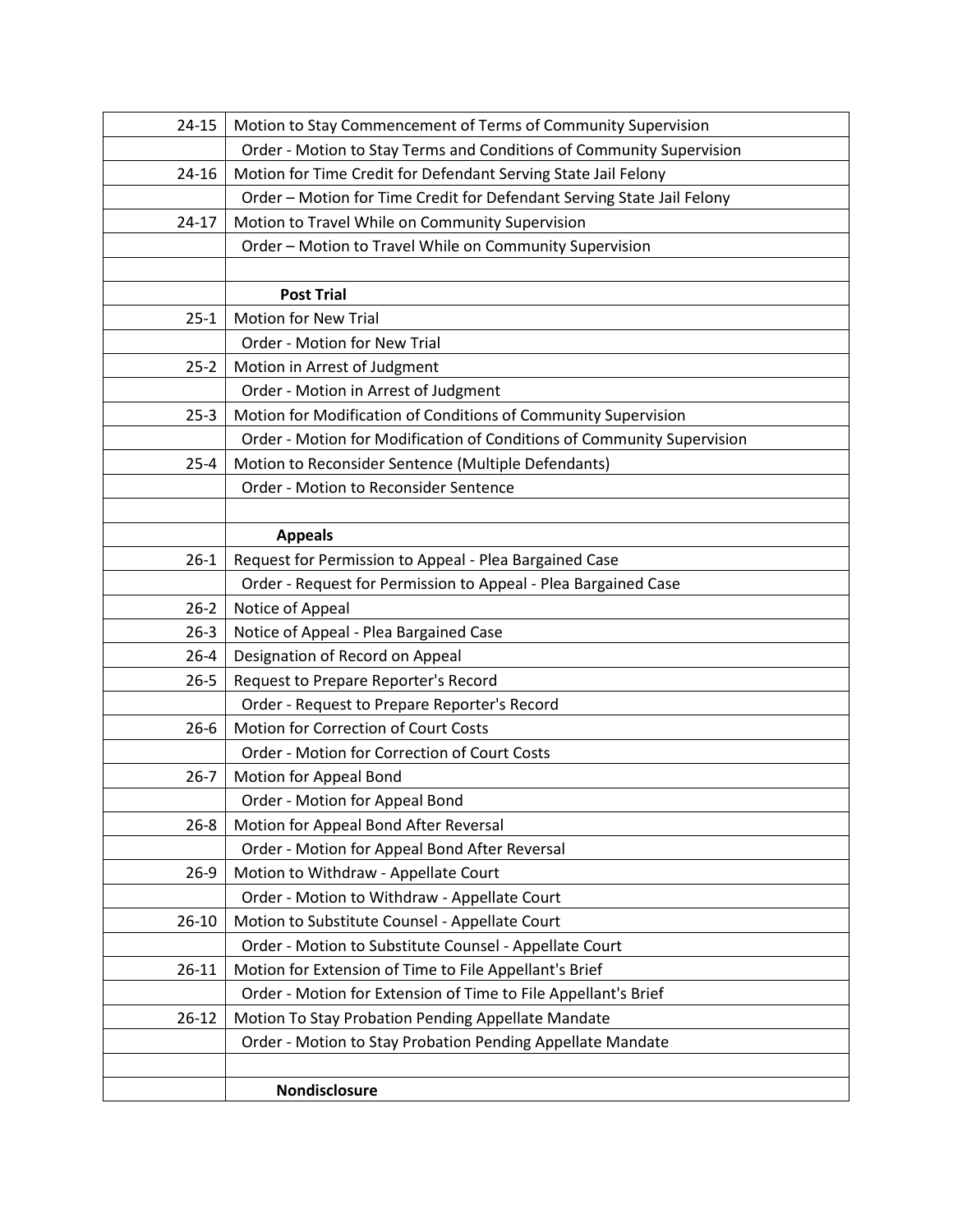| | |
|---|---|
| 24-15 | Motion to Stay Commencement of Terms of Community Supervision |
| | Order - Motion to Stay Terms and Conditions of Community Supervision |
| 24-16 | Motion for Time Credit for Defendant Serving State Jail Felony |
| | Order – Motion for Time Credit for Defendant Serving State Jail Felony |
| 24-17 | Motion to Travel While on Community Supervision |
| | Order – Motion to Travel While on Community Supervision |
| | |
| | **Post Trial** |
| 25-1 | Motion for New Trial |
| | Order - Motion for New Trial |
| 25-2 | Motion in Arrest of Judgment |
| | Order - Motion in Arrest of Judgment |
| 25-3 | Motion for Modification of Conditions of Community Supervision |
| | Order - Motion for Modification of Conditions of Community Supervision |
| 25-4 | Motion to Reconsider Sentence (Multiple Defendants) |
| | Order - Motion to Reconsider Sentence |
| | |
| | **Appeals** |
| 26-1 | Request for Permission to Appeal - Plea Bargained Case |
| | Order - Request for Permission to Appeal - Plea Bargained Case |
| 26-2 | Notice of Appeal |
| 26-3 | Notice of Appeal - Plea Bargained Case |
| 26-4 | Designation of Record on Appeal |
| 26-5 | Request to Prepare Reporter's Record |
| | Order - Request to Prepare Reporter's Record |
| 26-6 | Motion for Correction of Court Costs |
| | Order - Motion for Correction of Court Costs |
| 26-7 | Motion for Appeal Bond |
| | Order - Motion for Appeal Bond |
| 26-8 | Motion for Appeal Bond After Reversal |
| | Order - Motion for Appeal Bond After Reversal |
| 26-9 | Motion to Withdraw - Appellate Court |
| | Order - Motion to Withdraw - Appellate Court |
| 26-10 | Motion to Substitute Counsel - Appellate Court |
| | Order - Motion to Substitute Counsel - Appellate Court |
| 26-11 | Motion for Extension of Time to File Appellant's Brief |
| | Order - Motion for Extension of Time to File Appellant's Brief |
| 26-12 | Motion To Stay Probation Pending Appellate Mandate |
| | Order - Motion to Stay Probation Pending Appellate Mandate |
| | |
| | **Nondisclosure** |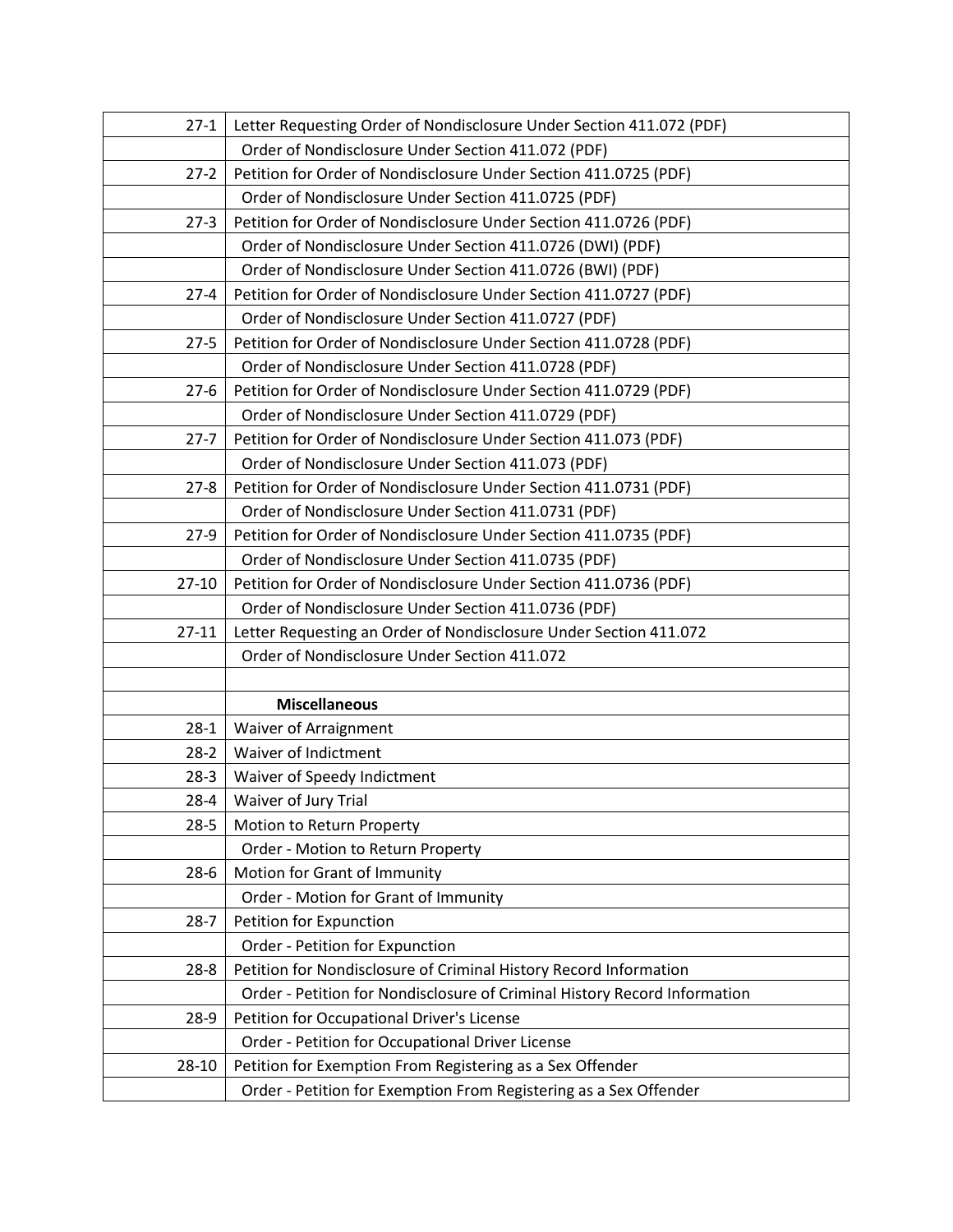| | |
|---|---|
| 27-1 | Letter Requesting Order of Nondisclosure Under Section 411.072 (PDF) |
| | Order of Nondisclosure Under Section 411.072 (PDF) |
| 27-2 | Petition for Order of Nondisclosure Under Section 411.0725 (PDF) |
| | Order of Nondisclosure Under Section 411.0725 (PDF) |
| 27-3 | Petition for Order of Nondisclosure Under Section 411.0726 (PDF) |
| | Order of Nondisclosure Under Section 411.0726 (DWI) (PDF) |
| | Order of Nondisclosure Under Section 411.0726 (BWI) (PDF) |
| 27-4 | Petition for Order of Nondisclosure Under Section 411.0727 (PDF) |
| | Order of Nondisclosure Under Section 411.0727 (PDF) |
| 27-5 | Petition for Order of Nondisclosure Under Section 411.0728 (PDF) |
| | Order of Nondisclosure Under Section 411.0728 (PDF) |
| 27-6 | Petition for Order of Nondisclosure Under Section 411.0729 (PDF) |
| | Order of Nondisclosure Under Section 411.0729 (PDF) |
| 27-7 | Petition for Order of Nondisclosure Under Section 411.073 (PDF) |
| | Order of Nondisclosure Under Section 411.073 (PDF) |
| 27-8 | Petition for Order of Nondisclosure Under Section 411.0731 (PDF) |
| | Order of Nondisclosure Under Section 411.0731 (PDF) |
| 27-9 | Petition for Order of Nondisclosure Under Section 411.0735 (PDF) |
| | Order of Nondisclosure Under Section 411.0735 (PDF) |
| 27-10 | Petition for Order of Nondisclosure Under Section 411.0736 (PDF) |
| | Order of Nondisclosure Under Section 411.0736 (PDF) |
| 27-11 | Letter Requesting an Order of Nondisclosure Under Section 411.072 |
| | Order of Nondisclosure Under Section 411.072 |
| | |
| | **Miscellaneous** |
| 28-1 | Waiver of Arraignment |
| 28-2 | Waiver of Indictment |
| 28-3 | Waiver of Speedy Indictment |
| 28-4 | Waiver of Jury Trial |
| 28-5 | Motion to Return Property |
| | Order - Motion to Return Property |
| 28-6 | Motion for Grant of Immunity |
| | Order - Motion for Grant of Immunity |
| 28-7 | Petition for Expunction |
| | Order - Petition for Expunction |
| 28-8 | Petition for Nondisclosure of Criminal History Record Information |
| | Order - Petition for Nondisclosure of Criminal History Record Information |
| 28-9 | Petition for Occupational Driver's License |
| | Order - Petition for Occupational Driver License |
| 28-10 | Petition for Exemption From Registering as a Sex Offender |
| | Order - Petition for Exemption From Registering as a Sex Offender |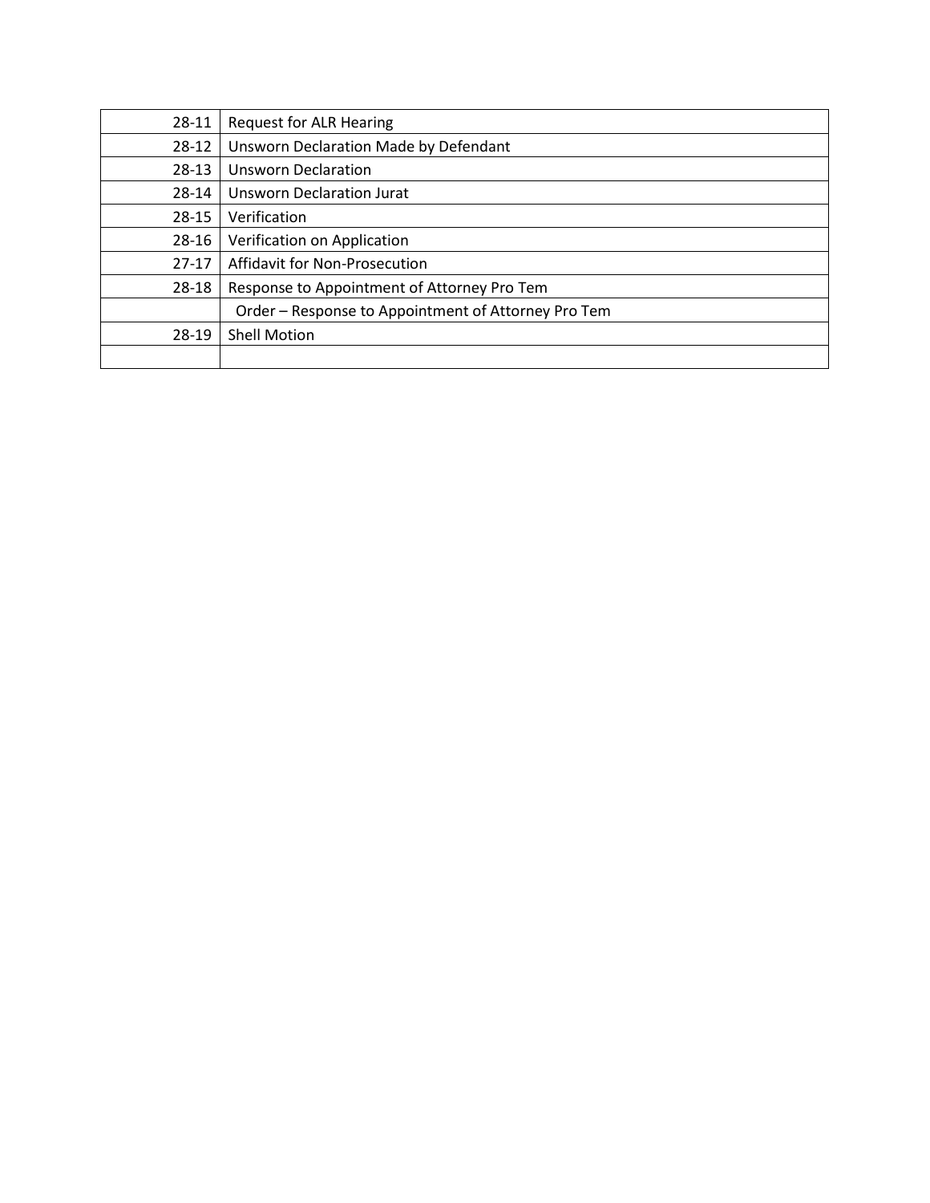| | |
|---|---|
| 28-11 | Request for ALR Hearing |
| 28-12 | Unsworn Declaration Made by Defendant |
| 28-13 | Unsworn Declaration |
| 28-14 | Unsworn Declaration Jurat |
| 28-15 | Verification |
| 28-16 | Verification on Application |
| 27-17 | Affidavit for Non-Prosecution |
| 28-18 | Response to Appointment of Attorney Pro Tem |
| | Order – Response to Appointment of Attorney Pro Tem |
| 28-19 | Shell Motion |
| | |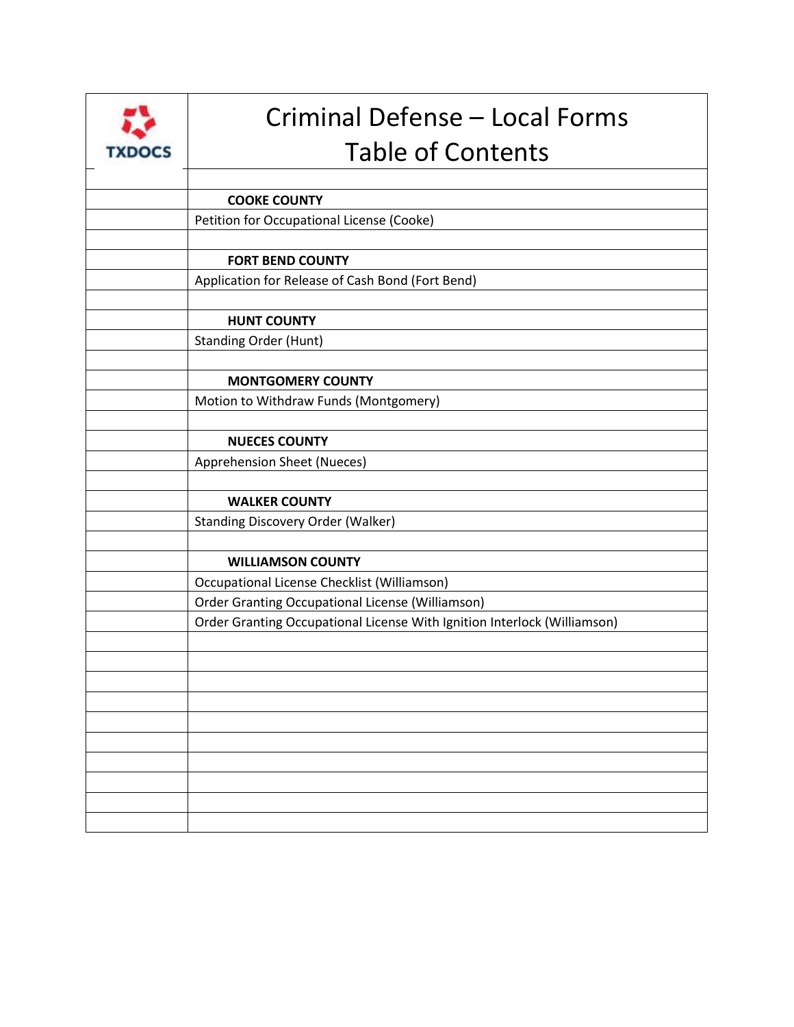| TXDOCS | Criminal Defense – Local Forms<br>Table of Contents |
|---|---|
| | |
| | **COOKE COUNTY** |
| | Petition for Occupational License (Cooke) |
| | |
| | **FORT BEND COUNTY** |
| | Application for Release of Cash Bond (Fort Bend) |
| | |
| | **HUNT COUNTY** |
| | Standing Order (Hunt) |
| | |
| | **MONTGOMERY COUNTY** |
| | Motion to Withdraw Funds (Montgomery) |
| | |
| | **NUECES COUNTY** |
| | Apprehension Sheet (Nueces) |
| | |
| | **WALKER COUNTY** |
| | Standing Discovery Order (Walker) |
| | |
| | **WILLIAMSON COUNTY** |
| | Occupational License Checklist (Williamson) |
| | Order Granting Occupational License (Williamson) |
| | Order Granting Occupational License With Ignition Interlock (Williamson) |